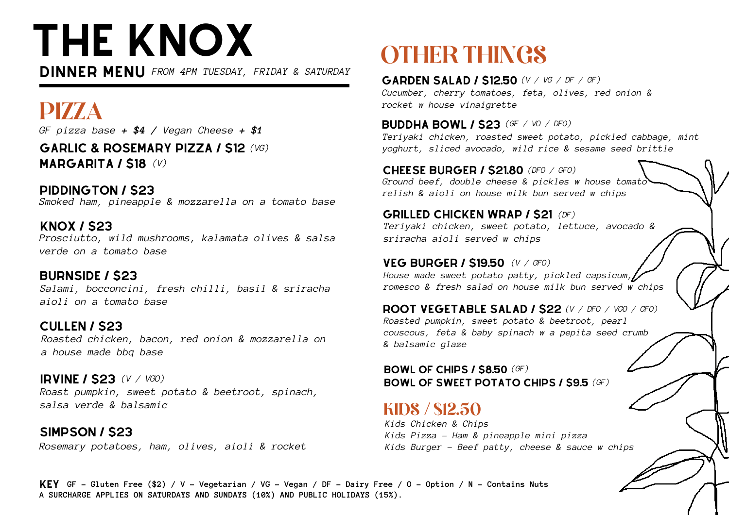# THE KNOX

**DINNER MENU** *FROM 4PM TUESDAY, FRIDAY & SATURDAY*

## PIZZA

*GF pizza base **+ $4** / Vegan Cheese **+ $1***

**GARLIC & ROSEMARY PIZZA / $12** *(VG)*
**MARGARITA / $18** *(V)*

**PIDDINGTON / $23**
*Smoked ham, pineapple & mozzarella on a tomato base*

**KNOX / $23**
*Prosciutto, wild mushrooms, kalamata olives & salsa verde on a tomato base*

**BURNSIDE / $23**
*Salami, bocconcini, fresh chilli, basil & sriracha aioli on a tomato base*

**CULLEN / $23**
*Roasted chicken, bacon, red onion & mozzarella on a house made bbq base*

**IRVINE / $23** *(V / VGO)*
*Roast pumpkin, sweet potato & beetroot, spinach, salsa verde & balsamic*

**SIMPSON / $23**
*Rosemary potatoes, ham, olives, aioli & rocket*

## OTHER THINGS

**GARDEN SALAD / $12.50** *(V / VG / DF / GF)*
*Cucumber, cherry tomatoes, feta, olives, red onion & rocket w house vinaigrette*

**BUDDHA BOWL / $23** *(GF / VO / DFO)*
*Teriyaki chicken, roasted sweet potato, pickled cabbage, mint yoghurt, sliced avocado, wild rice & sesame seed brittle*

**CHEESE BURGER / $21.80** *(DFO / GFO)*
*Ground beef, double cheese & pickles w house tomato relish & aioli on house milk bun served w chips*

**GRILLED CHICKEN WRAP / $21** *(DF)*
*Teriyaki chicken, sweet potato, lettuce, avocado & sriracha aioli served w chips*

**VEG BURGER / $19.50** *(V / GFO)*
*House made sweet potato patty, pickled capsicum, romesco & fresh salad on house milk bun served w chips*

**ROOT VEGETABLE SALAD / $22** *(V / DFO / VGO / GFO)*
*Roasted pumpkin, sweet potato & beetroot, pearl couscous, feta & baby spinach w a pepita seed crumb & balsamic glaze*

**BOWL OF CHIPS / $8.50** *(GF)*
**BOWL OF SWEET POTATO CHIPS / $9.5** *(GF)*

## KIDS / $12.50

*Kids Chicken & Chips*
*Kids Pizza - Ham & pineapple mini pizza*
*Kids Burger - Beef patty, cheese & sauce w chips*

**KEY** GF - Gluten Free ($2) / V - Vegetarian / VG - Vegan / DF - Dairy Free / O - Option / N - Contains Nuts
A SURCHARGE APPLIES ON SATURDAYS AND SUNDAYS (10%) AND PUBLIC HOLIDAYS (15%).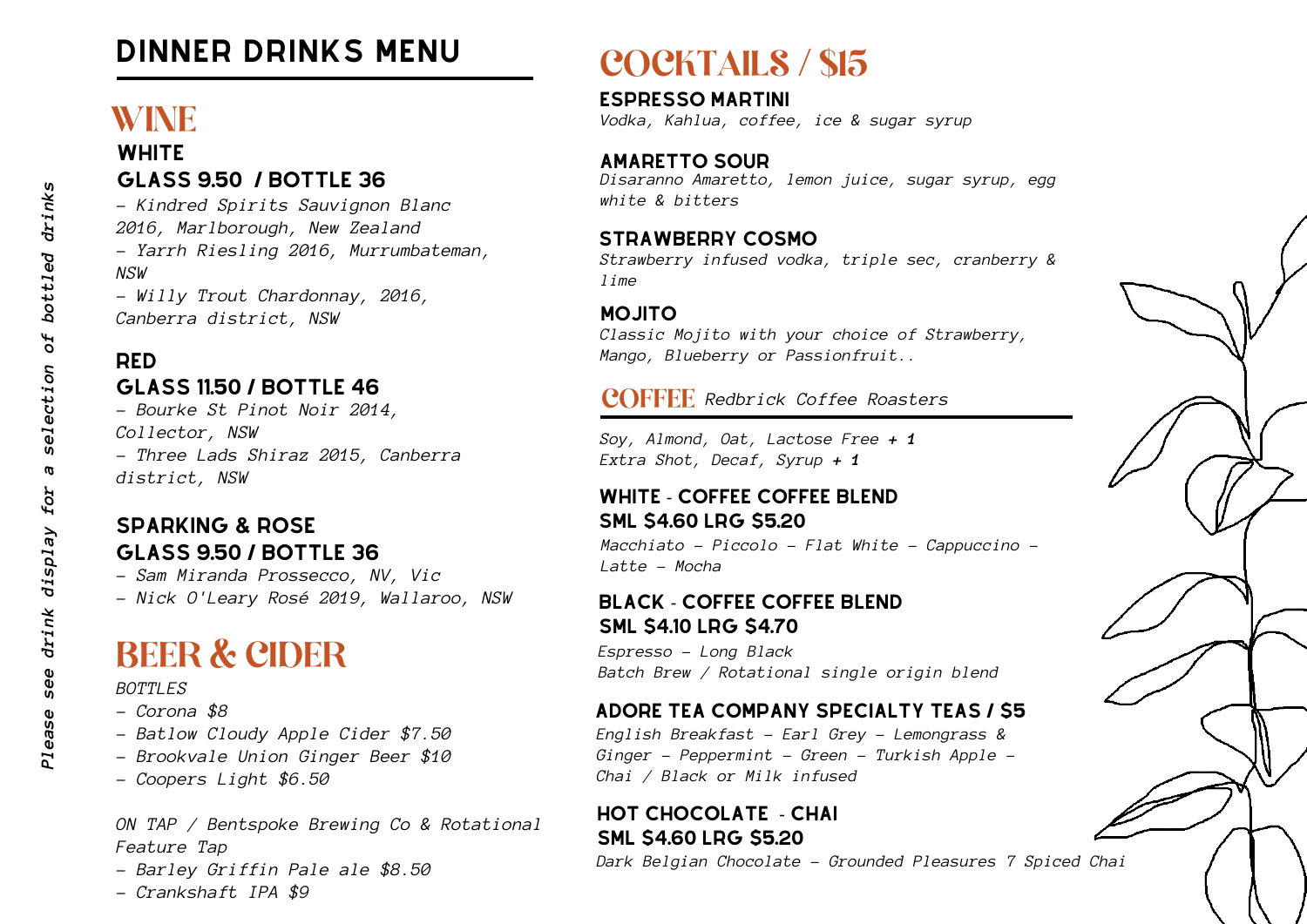# DINNER DRINKS MENU

*Please see drink display for a selection of bottled drinks*

## WINE

### WHITE
### GLASS 9.50 / BOTTLE 36

*- Kindred Spirits Sauvignon Blanc 2016, Marlborough, New Zealand*
*- Yarrh Riesling 2016, Murrumbateman, NSW*
*- Willy Trout Chardonnay, 2016, Canberra district, NSW*

### RED
### GLASS 11.50 / BOTTLE 46

*- Bourke St Pinot Noir 2014, Collector, NSW*
*- Three Lads Shiraz 2015, Canberra district, NSW*

### SPARKING & ROSE
### GLASS 9.50 / BOTTLE 36

*- Sam Miranda Prossecco, NV, Vic*
*- Nick O'Leary Rosé 2019, Wallaroo, NSW*

## BEER & CIDER

*BOTTLES*
*- Corona $8*
*- Batlow Cloudy Apple Cider $7.50*
*- Brookvale Union Ginger Beer $10*
*- Coopers Light $6.50*

*ON TAP / Bentspoke Brewing Co & Rotational Feature Tap*
*- Barley Griffin Pale ale $8.50*
*- Crankshaft IPA $9*

## COCKTAILS / $15

### ESPRESSO MARTINI
*Vodka, Kahlua, coffee, ice & sugar syrup*

### AMARETTO SOUR
*Disaranno Amaretto, lemon juice, sugar syrup, egg white & bitters*

### STRAWBERRY COSMO
*Strawberry infused vodka, triple sec, cranberry & lime*

### MOJITO
*Classic Mojito with your choice of Strawberry, Mango, Blueberry or Passionfruit..*

## COFFEE *Redbrick Coffee Roasters*

*Soy, Almond, Oat, Lactose Free **+ 1***
*Extra Shot, Decaf, Syrup **+ 1***

### WHITE - COFFEE COFFEE BLEND
### SML $4.60 LRG $5.20
*Macchiato - Piccolo - Flat White - Cappuccino - Latte - Mocha*

### BLACK - COFFEE COFFEE BLEND
### SML $4.10 LRG $4.70
*Espresso - Long Black*
*Batch Brew / Rotational single origin blend*

### ADORE TEA COMPANY SPECIALTY TEAS / $5
*English Breakfast - Earl Grey - Lemongrass & Ginger - Peppermint - Green - Turkish Apple - Chai / Black or Milk infused*

### HOT CHOCOLATE - CHAI
### SML $4.60 LRG $5.20
*Dark Belgian Chocolate - Grounded Pleasures 7 Spiced Chai*